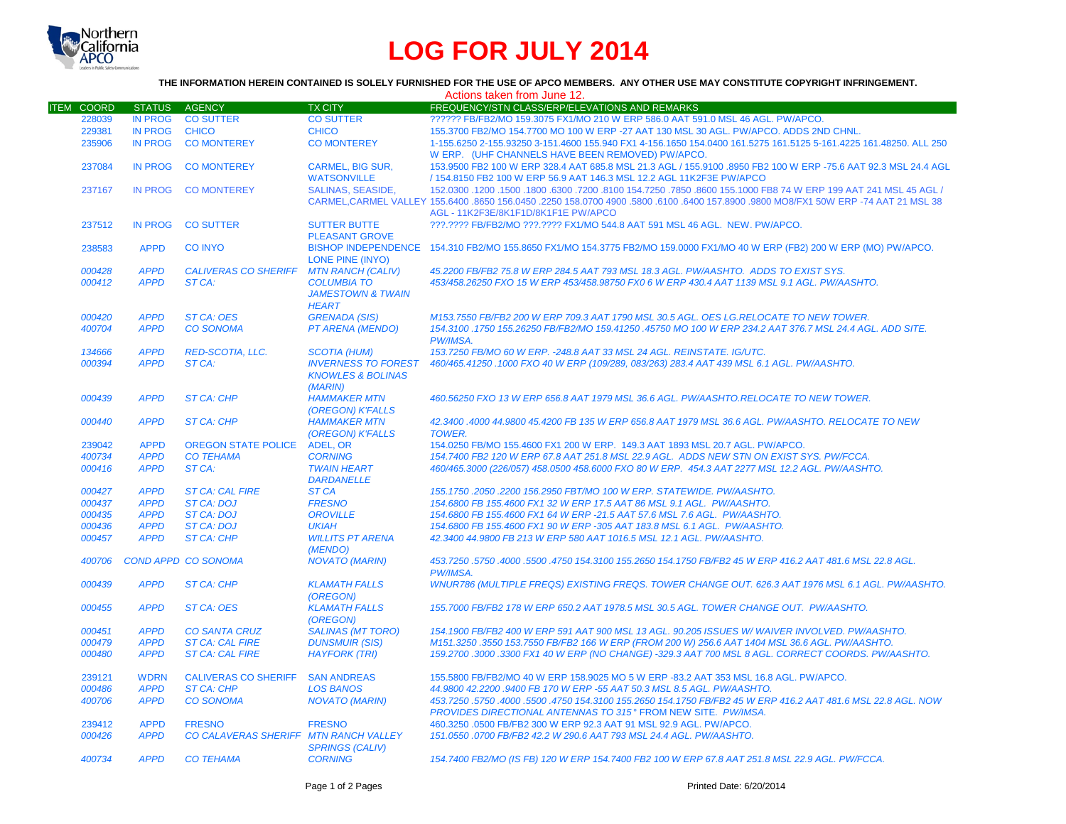Northern California APCO

# LOG FOR JULY 2014

**THE INFORMATION HEREIN CONTAINED IS SOLELY FURNISHED FOR THE USE OF APCO MEMBERS. ANY OTHER USE MAY CONSTITUTE COPYRIGHT INFRINGEMENT.**

Actions taken from June 12.

| ITEM | COORD | STATUS | AGENCY | TX CITY | FREQUENCY/STN CLASS/ERP/ELEVATIONS AND REMARKS |
|---|---|---|---|---|---|
| | 228039 | IN PROG | CO SUTTER | CO SUTTER | ?????? FB/FB2/MO 159.3075 FX1/MO 210 W ERP 586.0 AAT 591.0 MSL 46 AGL. PW/APCO. |
| | 229381 | IN PROG | CHICO | CHICO | 155.3700 FB2/MO 154.7700 MO 100 W ERP -27 AAT 130 MSL 30 AGL. PW/APCO. ADDS 2ND CHNL. |
| | 235906 | IN PROG | CO MONTEREY | CO MONTEREY | 1-155.6250 2-155.93250 3-151.4600 155.940 FX1 4-156.1650 154.0400 161.5275 161.5125 5-161.4225 161.48250. ALL 250 W ERP. (UHF CHANNELS HAVE BEEN REMOVED) PW/APCO. |
| | 237084 | IN PROG | CO MONTEREY | CARMEL, BIG SUR, WATSONVILLE | 153.9500 FB2 100 W ERP 328.4 AAT 685.8 MSL 21.3 AGL / 155.9100 .8950 FB2 100 W ERP -75.6 AAT 92.3 MSL 24.4 AGL / 154.8150 FB2 100 W ERP 56.9 AAT 146.3 MSL 12.2 AGL 11K2F3E PW/APCO |
| | 237167 | IN PROG | CO MONTEREY | SALINAS, SEASIDE, CARMEL,CARMEL VALLEY | 152.0300 .1200 .1500 .1800 .6300 .7200 .8100 154.7250 .7850 .8600 155.1000 FB8 74 W ERP 199 AAT 241 MSL 45 AGL / 155.6400 .8650 156.0450 .2250 158.0700 4900 .5800 .6100 .6400 157.8900 .9800 MO8/FX1 50W ERP -74 AAT 21 MSL 38 AGL - 11K2F3E/8K1F1D/8K1F1E PW/APCO |
| | 237512 | IN PROG | CO SUTTER | SUTTER BUTTE PLEASANT GROVE | ???.???? FB/FB2/MO ???.???? FX1/MO 544.8 AAT 591 MSL 46 AGL. NEW. PW/APCO. |
| | 238583 | APPD | CO INYO | BISHOP INDEPENDENCE LONE PINE (INYO) | 154.310 FB2/MO 155.8650 FX1/MO 154.3775 FB2/MO 159.0000 FX1/MO 40 W ERP (FB2) 200 W ERP (MO) PW/APCO. |
| | *000428* | *APPD* | *CALIVERAS CO SHERIFF* | *MTN RANCH (CALIV)* | *45.2200 FB/FB2 75.8 W ERP 284.5 AAT 793 MSL 18.3 AGL. PW/AASHTO. ADDS TO EXIST SYS.* |
| | *000412* | *APPD* | *ST CA:* | *COLUMBIA TO JAMESTOWN & TWAIN HEART* | *453/458.26250 FXO 15 W ERP 453/458.98750 FX0 6 W ERP 430.4 AAT 1139 MSL 9.1 AGL. PW/AASHTO.* |
| | *000420* | *APPD* | *ST CA: OES* | *GRENADA (SIS)* | *M153.7550 FB/FB2 200 W ERP 709.3 AAT 1790 MSL 30.5 AGL. OES LG.RELOCATE TO NEW TOWER.* |
| | *400704* | *APPD* | *CO SONOMA* | *PT ARENA (MENDO)* | *154.3100 .1750 155.26250 FB/FB2/MO 159.41250 .45750 MO 100 W ERP 234.2 AAT 376.7 MSL 24.4 AGL. ADD SITE. PW/IMSA.* |
| | *134666* | *APPD* | *RED-SCOTIA, LLC.* | *SCOTIA (HUM)* | *153.7250 FB/MO 60 W ERP. -248.8 AAT 33 MSL 24 AGL. REINSTATE. IG/UTC.* |
| | *000394* | *APPD* | *ST CA:* | *INVERNESS TO FOREST KNOWLES & BOLINAS (MARIN)* | *460/465.41250 .1000 FXO 40 W ERP (109/289, 083/263) 283.4 AAT 439 MSL 6.1 AGL. PW/AASHTO.* |
| | *000439* | *APPD* | *ST CA: CHP* | *HAMMAKER MTN (OREGON) K'FALLS* | *460.56250 FXO 13 W ERP 656.8 AAT 1979 MSL 36.6 AGL. PW/AASHTO.RELOCATE TO NEW TOWER.* |
| | *000440* | *APPD* | *ST CA: CHP* | *HAMMAKER MTN (OREGON) K'FALLS* | *42.3400 .4000 44.9800 45.4200 FB 135 W ERP 656.8 AAT 1979 MSL 36.6 AGL. PW/AASHTO. RELOCATE TO NEW TOWER.* |
| | 239042 | APPD | OREGON STATE POLICE | ADEL, OR | 154.0250 FB/MO 155.4600 FX1 200 W ERP. 149.3 AAT 1893 MSL 20.7 AGL. PW/APCO. |
| | *400734* | *APPD* | *CO TEHAMA* | *CORNING* | *154.7400 FB2 120 W ERP 67.8 AAT 251.8 MSL 22.9 AGL. ADDS NEW STN ON EXIST SYS. PW/FCCA.* |
| | *000416* | *APPD* | *ST CA:* | *TWAIN HEART DARDANELLE* | *460/465.3000 (226/057) 458.0500 458.6000 FXO 80 W ERP. 454.3 AAT 2277 MSL 12.2 AGL. PW/AASHTO.* |
| | *000427* | *APPD* | *ST CA: CAL FIRE* | *ST CA* | *155.1750 .2050 .2200 156.2950 FBT/MO 100 W ERP. STATEWIDE. PW/AASHTO.* |
| | *000437* | *APPD* | *ST CA: DOJ* | *FRESNO* | *154.6800 FB 155.4600 FX1 32 W ERP 17.5 AAT 86 MSL 9.1 AGL. PW/AASHTO.* |
| | *000435* | *APPD* | *ST CA: DOJ* | *OROVILLE* | *154.6800 FB 155.4600 FX1 64 W ERP -21.5 AAT 57.6 MSL 7.6 AGL. PW/AASHTO.* |
| | *000436* | *APPD* | *ST CA: DOJ* | *UKIAH* | *154.6800 FB 155.4600 FX1 90 W ERP -305 AAT 183.8 MSL 6.1 AGL. PW/AASHTO.* |
| | *000457* | *APPD* | *ST CA: CHP* | *WILLITS PT ARENA (MENDO)* | *42.3400 44.9800 FB 213 W ERP 580 AAT 1016.5 MSL 12.1 AGL. PW/AASHTO.* |
| | *400706* | *COND APPD* | *CO SONOMA* | *NOVATO (MARIN)* | *453.7250 .5750 .4000 .5500 .4750 154.3100 155.2650 154.1750 FB/FB2 45 W ERP 416.2 AAT 481.6 MSL 22.8 AGL. PW/IMSA.* |
| | *000439* | *APPD* | *ST CA: CHP* | *KLAMATH FALLS (OREGON)* | *WNUR786 (MULTIPLE FREQS) EXISTING FREQS. TOWER CHANGE OUT. 626.3 AAT 1976 MSL 6.1 AGL. PW/AASHTO.* |
| | *000455* | *APPD* | *ST CA: OES* | *KLAMATH FALLS (OREGON)* | *155.7000 FB/FB2 178 W ERP 650.2 AAT 1978.5 MSL 30.5 AGL. TOWER CHANGE OUT. PW/AASHTO.* |
| | *000451* | *APPD* | *CO SANTA CRUZ* | *SALINAS (MT TORO)* | *154.1900 FB/FB2 400 W ERP 591 AAT 900 MSL 13 AGL. 90.205 ISSUES W/ WAIVER INVOLVED. PW/AASHTO.* |
| | *000479* | *APPD* | *ST CA: CAL FIRE* | *DUNSMUIR (SIS)* | *M151.3250 .3550 153.7550 FB/FB2 166 W ERP (FROM 200 W) 256.6 AAT 1404 MSL 36.6 AGL. PW/AASHTO.* |
| | *000480* | *APPD* | *ST CA: CAL FIRE* | *HAYFORK (TRI)* | *159.2700 .3000 .3300 FX1 40 W ERP (NO CHANGE) -329.3 AAT 700 MSL 8 AGL. CORRECT COORDS. PW/AASHTO.* |
| | 239121 | WDRN | CALIVERAS CO SHERIFF | SAN ANDREAS | 155.5800 FB/FB2/MO 40 W ERP 158.9025 MO 5 W ERP -83.2 AAT 353 MSL 16.8 AGL. PW/APCO. |
| | *000486* | *APPD* | *ST CA: CHP* | *LOS BANOS* | *44.9800 42.2200 .9400 FB 170 W ERP -55 AAT 50.3 MSL 8.5 AGL. PW/AASHTO.* |
| | *400706* | *APPD* | *CO SONOMA* | *NOVATO (MARIN)* | *453.7250 .5750 .4000 .5500 .4750 154.3100 155.2650 154.1750 FB/FB2 45 W ERP 416.2 AAT 481.6 MSL 22.8 AGL. NOW PROVIDES DIRECTIONAL ANTENNAS TO 315° FROM NEW SITE. PW/IMSA.* |
| | 239412 | APPD | FRESNO | FRESNO | 460.3250 .0500 FB/FB2 300 W ERP 92.3 AAT 91 MSL 92.9 AGL. PW/APCO. |
| | *000426* | *APPD* | *CO CALAVERAS SHERIFF* | *MTN RANCH VALLEY SPRINGS (CALIV)* | *151.0550 .0700 FB/FB2 42.2 W 290.6 AAT 793 MSL 24.4 AGL. PW/AASHTO.* |
| | *400734* | *APPD* | *CO TEHAMA* | *CORNING* | *154.7400 FB2/MO (IS FB) 120 W ERP 154.7400 FB2 100 W ERP 67.8 AAT 251.8 MSL 22.9 AGL. PW/FCCA.* |

Printed Date: 6/20/2014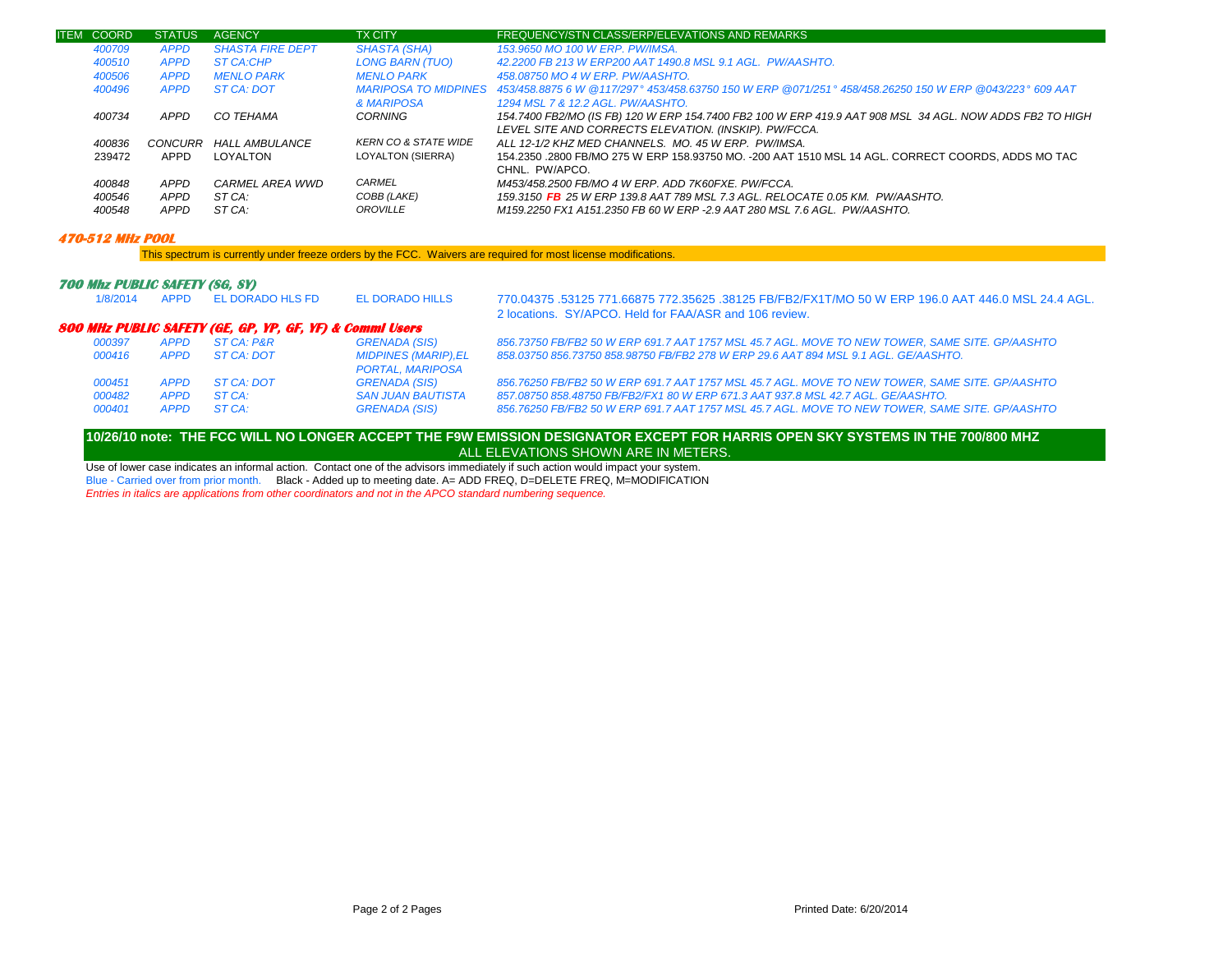| ITEM | COORD | STATUS | AGENCY | TX CITY | FREQUENCY/STN CLASS/ERP/ELEVATIONS AND REMARKS |
|---|---|---|---|---|---|
| | *400709* | *APPD* | *SHASTA FIRE DEPT* | *SHASTA (SHA)* | *153.9650 MO 100 W ERP. PW/IMSA.* |
| | *400510* | *APPD* | *ST CA:CHP* | *LONG BARN (TUO)* | *42.2200 FB 213 W ERP200 AAT 1490.8 MSL 9.1 AGL. PW/AASHTO.* |
| | *400506* | *APPD* | *MENLO PARK* | *MENLO PARK* | *458.08750 MO 4 W ERP. PW/AASHTO.* |
| | *400496* | *APPD* | *ST CA: DOT* | *MARIPOSA TO MIDPINES & MARIPOSA* | *453/458.8875 6 W @117/297° 453/458.63750 150 W ERP @071/251° 458/458.26250 150 W ERP @043/223° 609 AAT 1294 MSL 7 & 12.2 AGL. PW/AASHTO.* |
| | *400734* | *APPD* | *CO TEHAMA* | *CORNING* | *154.7400 FB2/MO (IS FB) 120 W ERP 154.7400 FB2 100 W ERP 419.9 AAT 908 MSL 34 AGL. NOW ADDS FB2 TO HIGH LEVEL SITE AND CORRECTS ELEVATION. (INSKIP). PW/FCCA.* |
| | *400836* | *CONCURR* | *HALL AMBULANCE* | *KERN CO & STATE WIDE* | *ALL 12-1/2 KHZ MED CHANNELS. MO. 45 W ERP. PW/IMSA.* |
| | 239472 | APPD | LOYALTON | LOYALTON (SIERRA) | 154.2350 .2800 FB/MO 275 W ERP 158.93750 MO. -200 AAT 1510 MSL 14 AGL. CORRECT COORDS, ADDS MO TAC CHNL. PW/APCO. |
| | *400848* | *APPD* | *CARMEL AREA WWD* | *CARMEL* | *M453/458.2500 FB/MO 4 W ERP. ADD 7K60FXE. PW/FCCA.* |
| | *400546* | *APPD* | *ST CA:* | *COBB (LAKE)* | *159.3150 **FB** 25 W ERP 139.8 AAT 789 MSL 7.3 AGL. RELOCATE 0.05 KM. PW/AASHTO.* |
| | *400548* | *APPD* | *ST CA:* | *OROVILLE* | *M159.2250 FX1 A151.2350 FB 60 W ERP -2.9 AAT 280 MSL 7.6 AGL. PW/AASHTO.* |

### *470-512 MHz POOL*

This spectrum is currently under freeze orders by the FCC. Waivers are required for most license modifications.

### *700 Mhz PUBLIC SAFETY (SG, SY)*

| | | | | |
|---|---|---|---|---|
| 1/8/2014 | APPD | EL DORADO HLS FD | EL DORADO HILLS | 770.04375 .53125 771.66875 772.35625 .38125 FB/FB2/FX1T/MO 50 W ERP 196.0 AAT 446.0 MSL 24.4 AGL. 2 locations. SY/APCO. Held for FAA/ASR and 106 review. |

### *800 MHz PUBLIC SAFETY (GE, GP, YP, GF, YF) & Comml Users*

| | | | | |
|---|---|---|---|---|
| *000397* | *APPD* | *ST CA: P&R* | *GRENADA (SIS)* | *856.73750 FB/FB2 50 W ERP 691.7 AAT 1757 MSL 45.7 AGL. MOVE TO NEW TOWER, SAME SITE. GP/AASHTO* |
| *000416* | *APPD* | *ST CA: DOT* | *MIDPINES (MARIP),EL PORTAL, MARIPOSA* | *858.03750 856.73750 858.98750 FB/FB2 278 W ERP 29.6 AAT 894 MSL 9.1 AGL. GE/AASHTO.* |
| *000451* | *APPD* | *ST CA: DOT* | *GRENADA (SIS)* | *856.76250 FB/FB2 50 W ERP 691.7 AAT 1757 MSL 45.7 AGL. MOVE TO NEW TOWER, SAME SITE. GP/AASHTO* |
| *000482* | *APPD* | *ST CA:* | *SAN JUAN BAUTISTA* | *857.08750 858.48750 FB/FB2/FX1 80 W ERP 671.3 AAT 937.8 MSL 42.7 AGL. GE/AASHTO.* |
| *000401* | *APPD* | *ST CA:* | *GRENADA (SIS)* | *856.76250 FB/FB2 50 W ERP 691.7 AAT 1757 MSL 45.7 AGL. MOVE TO NEW TOWER, SAME SITE. GP/AASHTO* |

**10/26/10 note: THE FCC WILL NO LONGER ACCEPT THE F9W EMISSION DESIGNATOR EXCEPT FOR HARRIS OPEN SKY SYSTEMS IN THE 700/800 MHZ**

ALL ELEVATIONS SHOWN ARE IN METERS.

Use of lower case indicates an informal action. Contact one of the advisors immediately if such action would impact your system.

Blue - Carried over from prior month. Black - Added up to meeting date. A= ADD FREQ, D=DELETE FREQ, M=MODIFICATION

*Entries in italics are applications from other coordinators and not in the APCO standard numbering sequence.*

Printed Date: 6/20/2014